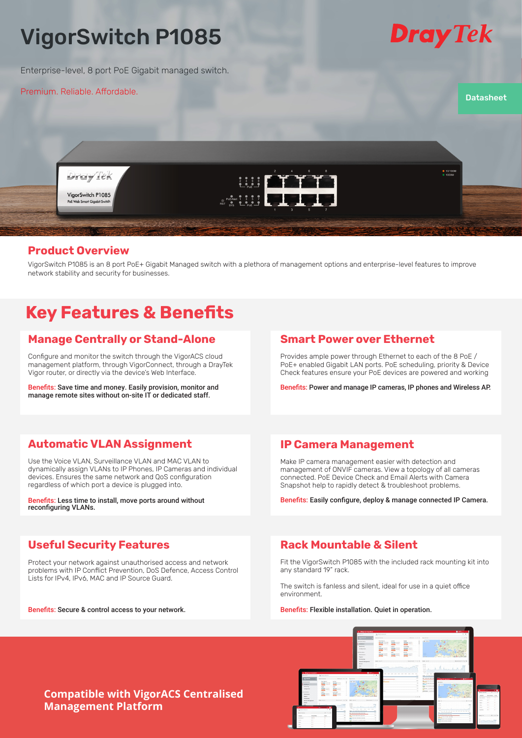# VigorSwitch P1085

DrayTek

Enterprise-level, 8 port PoE Gigabit managed switch.

Premium. Reliable. Affordable.

Datasheet

## Product Overview

VigorSwitch P1085 is an 8 port PoE+ Gigabit Managed switch with a plethora of management options and enterprise-level features to improve network stability and security for businesses.

# Key Features & Benefits

### Manage Centrally or Stand-Alone

Configure and monitor the switch through the VigorACS cloud management platform, through VigorConnect, through a DrayTek Vigor router, or directly via the device's Web Interface.

Benefits: **Save time and money. Easily provision, monitor and manage remote sites without on-site IT or dedicated staff.**

### Smart Power over Ethernet

Provides ample power through Ethernet to each of the 8 PoE / PoE+ enabled Gigabit LAN ports. PoE scheduling, priority & Device Check features ensure your PoE devices are powered and working

Benefits: **Power and manage IP cameras, IP phones and Wireless AP.**

### Automatic VLAN Assignment

Use the Voice VLAN, Surveillance VLAN and MAC VLAN to dynamically assign VLANs to IP Phones, IP Cameras and individual devices. Ensures the same network and QoS configuration regardless of which port a device is plugged into.

Benefits: **Less time to install, move ports around without reconfiguring VLANs.**

### IP Camera Management

Make IP camera management easier with detection and management of ONVIF cameras. View a topology of all cameras connected. PoE Device Check and Email Alerts with Camera Snapshot help to rapidly detect & troubleshoot problems.

Benefits: **Easily configure, deploy & manage connected IP Camera.**

### Useful Security Features

Protect your network against unauthorised access and network problems with IP Conflict Prevention, DoS Defence, Access Control Lists for IPv4, IPv6, MAC and IP Source Guard.

Benefits: **Secure & control access to your network.**

### Rack Mountable & Silent

Fit the VigorSwitch P1085 with the included rack mounting kit into any standard 19" rack.

The switch is fanless and silent, ideal for use in a quiet office environment.

Benefits: **Flexible installation. Quiet in operation.**

**Compatible with VigorACS Centralised Management Platform**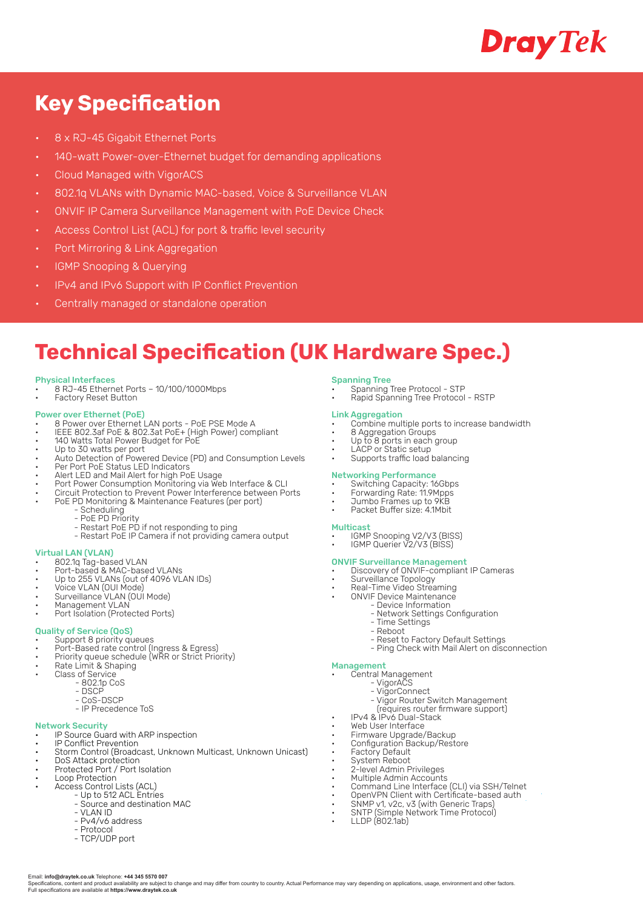## Key Specification

- 8 x RJ-45 Gigabit Ethernet Ports
- 140-watt Power-over-Ethernet budget for demanding applications
- Cloud Managed with VigorACS
- 802.1q VLANs with Dynamic MAC-based, Voice & Surveillance VLAN
- ONVIF IP Camera Surveillance Management with PoE Device Check
- Access Control List (ACL) for port & traffic level security
- Port Mirroring & Link Aggregation
- IGMP Snooping & Querying
- IPv4 and IPv6 Support with IP Conflict Prevention
- Centrally managed or standalone operation

# Technical Specification (UK Hardware Spec.)

### Physical Interfaces

- 8 RJ-45 Ethernet Ports – 10/100/1000Mbps
- Factory Reset Button

### Power over Ethernet (PoE)

- 8 Power over Ethernet LAN ports - PoE PSE Mode A
- IEEE 802.3af PoE & 802.3at PoE+ (High Power) compliant
- 140 Watts Total Power Budget for PoE
- Up to 30 watts per port
- Auto Detection of Powered Device (PD) and Consumption Levels
- Per Port PoE Status LED Indicators
- Alert LED and Mail Alert for high PoE Usage
- Port Power Consumption Monitoring via Web Interface & CLI
- Circuit Protection to Prevent Power Interference between Ports
- PoE PD Monitoring & Maintenance Features (per port)
  - Scheduling
  - PoE PD Priority
  - Restart PoE PD if not responding to ping
  - Restart PoE IP Camera if not providing camera output

### Virtual LAN (VLAN)

- 802.1q Tag-based VLAN
- Port-based & MAC-based VLANs
- Up to 255 VLANs (out of 4096 VLAN IDs)
- Voice VLAN (OUI Mode)
- Surveillance VLAN (OUI Mode)
- Management VLAN
- Port Isolation (Protected Ports)

### Quality of Service (QoS)

- Support 8 priority queues
- Port-Based rate control (Ingress & Egress)
- Priority queue schedule (WRR or Strict Priority)
- Rate Limit & Shaping
- Class of Service
  - 802.1p CoS
  - DSCP
  - CoS-DSCP
  - IP Precedence ToS

### Network Security

- IP Source Guard with ARP inspection
- IP Conflict Prevention
- Storm Control (Broadcast, Unknown Multicast, Unknown Unicast)
- DoS Attack protection
- Protected Port / Port Isolation
- Loop Protection
- Access Control Lists (ACL)
  - Up to 512 ACL Entries
  - Source and destination MAC
  - VLAN ID
  - Pv4/v6 address
  - Protocol
  - TCP/UDP port

### Spanning Tree

- Spanning Tree Protocol - STP
- Rapid Spanning Tree Protocol - RSTP

### Link Aggregation

- Combine multiple ports to increase bandwidth
- 8 Aggregation Groups
- Up to 8 ports in each group
- LACP or Static setup
- Supports traffic load balancing

### Networking Performance

- Switching Capacity: 16Gbps
- Forwarding Rate: 11.9Mpps
- Jumbo Frames up to 9KB
- Packet Buffer size: 4.1Mbit

### Multicast

- IGMP Snooping V2/V3 (BISS)
- IGMP Querier V2/V3 (BISS)

### ONVIF Surveillance Management

- Discovery of ONVIF-compliant IP Cameras
- Surveillance Topology
- Real-Time Video Streaming
- ONVIF Device Maintenance
  - Device Information
  - Network Settings Configuration
  - Time Settings
  - Reboot
  - Reset to Factory Default Settings
  - Ping Check with Mail Alert on disconnection

### Management

- Central Management
  - VigorACS
  - VigorConnect
  - Vigor Router Switch Management (requires router firmware support)
- IPv4 & IPv6 Dual-Stack
- Web User Interface
- Firmware Upgrade/Backup
- Configuration Backup/Restore
- Factory Default
- System Reboot
- 2-level Admin Privileges
- Multiple Admin Accounts
- Command Line Interface (CLI) via SSH/Telnet
- OpenVPN Client with Certificate-based auth
- SNMP v1, v2c, v3 (with Generic Traps)
- SNTP (Simple Network Time Protocol)
- LLDP (802.1ab)

Email: **info@draytek.co.uk** Telephone: **+44 345 5570 007**
Specifications, content and product availability are subject to change and may differ from country to country. Actual Performance may vary depending on applications, usage, environment and other factors.
Full specifications are available at **https://www.draytek.co.uk**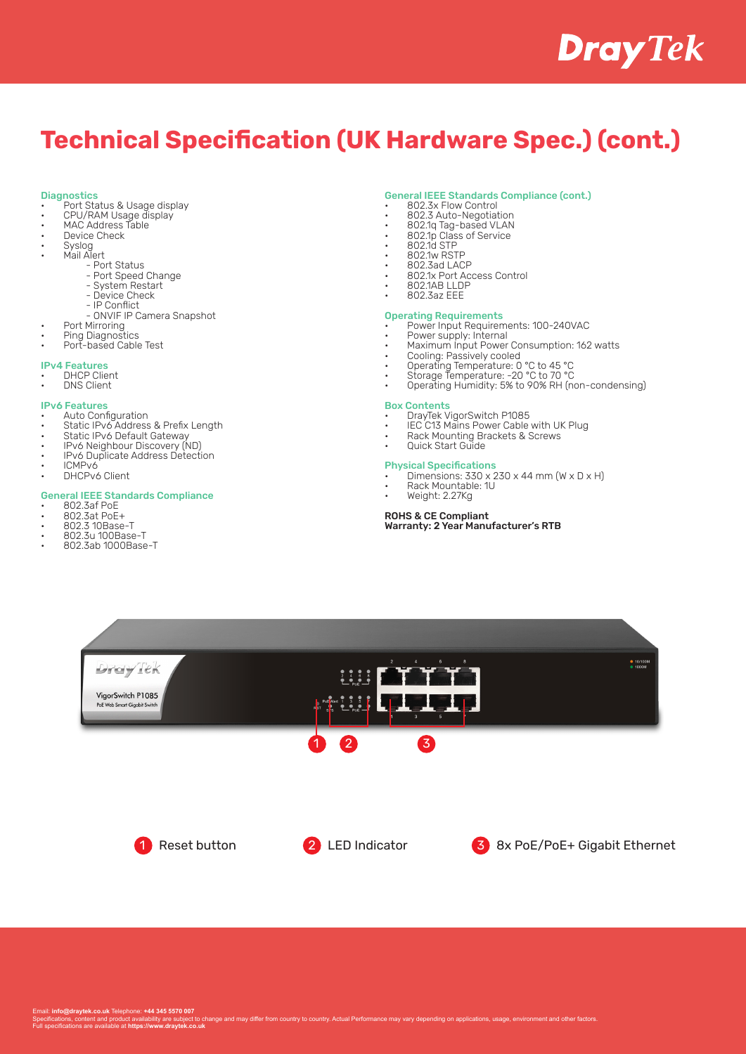# Technical Specification (UK Hardware Spec.) (cont.)

### Diagnostics
- Port Status & Usage display
- CPU/RAM Usage display
- MAC Address Table
- Device Check
- Syslog
- Mail Alert
  - Port Status
  - Port Speed Change
  - System Restart
  - Device Check
  - IP Conflict
  - ONVIF IP Camera Snapshot
- Port Mirroring
- Ping Diagnostics
- Port-based Cable Test

### IPv4 Features
- DHCP Client
- DNS Client

### IPv6 Features
- Auto Configuration
- Static IPv6 Address & Prefix Length
- Static IPv6 Default Gateway
- IPv6 Neighbour Discovery (ND)
- IPv6 Duplicate Address Detection
- ICMPv6
- DHCPv6 Client

### General IEEE Standards Compliance
- 802.3af PoE
- 802.3at PoE+
- 802.3 10Base-T
- 802.3u 100Base-T
- 802.3ab 1000Base-T

### General IEEE Standards Compliance (cont.)
- 802.3x Flow Control
- 802.3 Auto-Negotiation
- 802.1q Tag-based VLAN
- 802.1p Class of Service
- 802.1d STP
- 802.1w RSTP
- 802.3ad LACP
- 802.1x Port Access Control
- 802.1AB LLDP
- 802.3az EEE

### Operating Requirements
- Power Input Requirements: 100-240VAC
- Power supply: Internal
- Maximum Input Power Consumption: 162 watts
- Cooling: Passively cooled
- Operating Temperature: 0 °C to 45 °C
- Storage Temperature: -20 °C to 70 °C
- Operating Humidity: 5% to 90% RH (non-condensing)

### Box Contents
- DrayTek VigorSwitch P1085
- IEC C13 Mains Power Cable with UK Plug
- Rack Mounting Brackets & Screws
- Quick Start Guide

### Physical Specifications
- Dimensions: 330 x 230 x 44 mm (W x D x H)
- Rack Mountable: 1U
- Weight: 2.27Kg

**ROHS & CE Compliant**
**Warranty: 2 Year Manufacturer's RTB**

1 Reset button

2 LED Indicator

3 8x PoE/PoE+ Gigabit Ethernet

Email: **info@draytek.co.uk** Telephone: **+44 345 5570 007**
Specifications, content and product availability are subject to change and may differ from country to country. Actual Performance may vary depending on applications, usage, environment and other factors.
Full specifications are available at **https://www.draytek.co.uk**